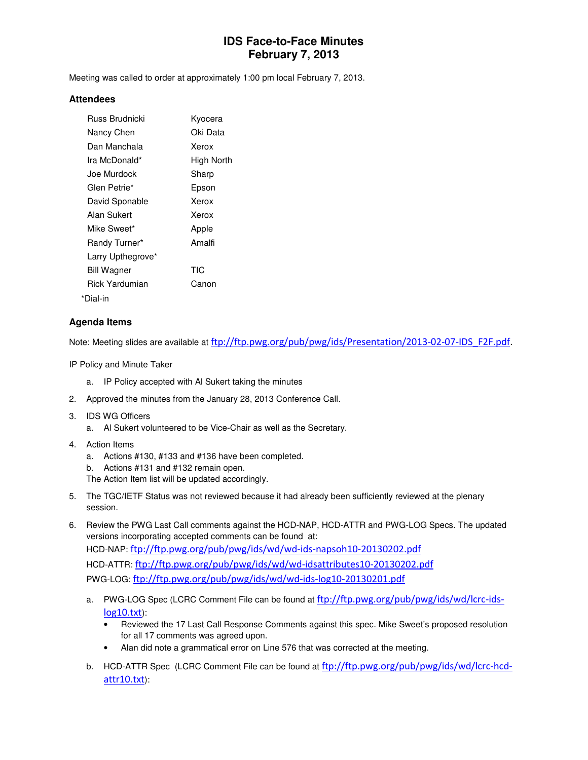# IDS Face-to-Face Minutes
## February 7, 2013

Meeting was called to order at approximately 1:00 pm local February 7, 2013.

### Attendees

| | |
|---|---|
| Russ Brudnicki | Kyocera |
| Nancy Chen | Oki Data |
| Dan Manchala | Xerox |
| Ira McDonald* | High North |
| Joe Murdock | Sharp |
| Glen Petrie* | Epson |
| David Sponable | Xerox |
| Alan Sukert | Xerox |
| Mike Sweet* | Apple |
| Randy Turner* | Amalfi |
| Larry Upthegrove* | |
| Bill Wagner | TIC |
| Rick Yardumian | Canon |

*Dial-in

### Agenda Items

Note: Meeting slides are available at ftp://ftp.pwg.org/pub/pwg/ids/Presentation/2013-02-07-IDS_F2F.pdf.

IP Policy and Minute Taker

   a. IP Policy accepted with Al Sukert taking the minutes

2. Approved the minutes from the January 28, 2013 Conference Call.

3. IDS WG Officers
   a. Al Sukert volunteered to be Vice-Chair as well as the Secretary.

4. Action Items
   a. Actions #130, #133 and #136 have been completed.
   b. Actions #131 and #132 remain open.
   
   The Action Item list will be updated accordingly.

5. The TGC/IETF Status was not reviewed because it had already been sufficiently reviewed at the plenary session.

6. Review the PWG Last Call comments against the HCD-NAP, HCD-ATTR and PWG-LOG Specs. The updated versions incorporating accepted comments can be found at:

   HCD-NAP: ftp://ftp.pwg.org/pub/pwg/ids/wd/wd-ids-napsoh10-20130202.pdf

   HCD-ATTR: ftp://ftp.pwg.org/pub/pwg/ids/wd/wd-idsattributes10-20130202.pdf

   PWG-LOG: ftp://ftp.pwg.org/pub/pwg/ids/wd/wd-ids-log10-20130201.pdf

   a. PWG-LOG Spec (LCRC Comment File can be found at ftp://ftp.pwg.org/pub/pwg/ids/wd/lcrc-ids-log10.txt):
      - Reviewed the 17 Last Call Response Comments against this spec. Mike Sweet's proposed resolution for all 17 comments was agreed upon.
      - Alan did note a grammatical error on Line 576 that was corrected at the meeting.

   b. HCD-ATTR Spec (LCRC Comment File can be found at ftp://ftp.pwg.org/pub/pwg/ids/wd/lcrc-hcd-attr10.txt):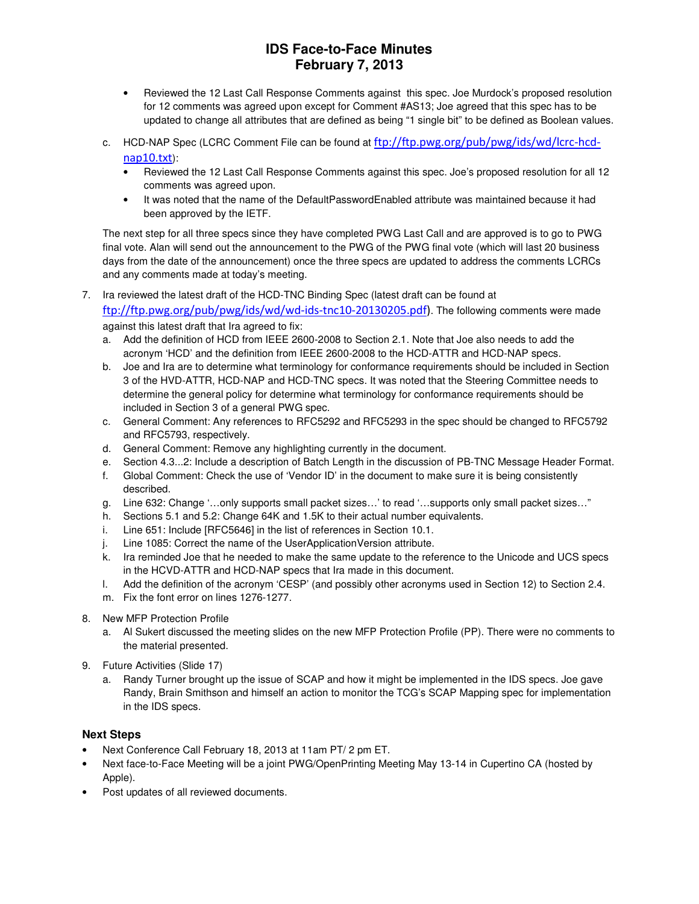- Reviewed the 12 Last Call Response Comments against this spec. Joe Murdock's proposed resolution for 12 comments was agreed upon except for Comment #AS13; Joe agreed that this spec has to be updated to change all attributes that are defined as being "1 single bit" to be defined as Boolean values.

c. HCD-NAP Spec (LCRC Comment File can be found at ftp://ftp.pwg.org/pub/pwg/ids/wd/lcrc-hcd-nap10.txt):
   - Reviewed the 12 Last Call Response Comments against this spec. Joe's proposed resolution for all 12 comments was agreed upon.
   - It was noted that the name of the DefaultPasswordEnabled attribute was maintained because it had been approved by the IETF.

The next step for all three specs since they have completed PWG Last Call and are approved is to go to PWG final vote. Alan will send out the announcement to the PWG of the PWG final vote (which will last 20 business days from the date of the announcement) once the three specs are updated to address the comments LCRCs and any comments made at today's meeting.

7. Ira reviewed the latest draft of the HCD-TNC Binding Spec (latest draft can be found at ftp://ftp.pwg.org/pub/pwg/ids/wd/wd-ids-tnc10-20130205.pdf). The following comments were made against this latest draft that Ira agreed to fix:
   a. Add the definition of HCD from IEEE 2600-2008 to Section 2.1. Note that Joe also needs to add the acronym 'HCD' and the definition from IEEE 2600-2008 to the HCD-ATTR and HCD-NAP specs.
   b. Joe and Ira are to determine what terminology for conformance requirements should be included in Section 3 of the HVD-ATTR, HCD-NAP and HCD-TNC specs. It was noted that the Steering Committee needs to determine the general policy for determine what terminology for conformance requirements should be included in Section 3 of a general PWG spec.
   c. General Comment: Any references to RFC5292 and RFC5293 in the spec should be changed to RFC5792 and RFC5793, respectively.
   d. General Comment: Remove any highlighting currently in the document.
   e. Section 4.3...2: Include a description of Batch Length in the discussion of PB-TNC Message Header Format.
   f. Global Comment: Check the use of 'Vendor ID' in the document to make sure it is being consistently described.
   g. Line 632: Change '…only supports small packet sizes…' to read '…supports only small packet sizes…"
   h. Sections 5.1 and 5.2: Change 64K and 1.5K to their actual number equivalents.
   i. Line 651: Include [RFC5646] in the list of references in Section 10.1.
   j. Line 1085: Correct the name of the UserApplicationVersion attribute.
   k. Ira reminded Joe that he needed to make the same update to the reference to the Unicode and UCS specs in the HCVD-ATTR and HCD-NAP specs that Ira made in this document.
   l. Add the definition of the acronym 'CESP' (and possibly other acronyms used in Section 12) to Section 2.4.
   m. Fix the font error on lines 1276-1277.

8. New MFP Protection Profile
   a. Al Sukert discussed the meeting slides on the new MFP Protection Profile (PP). There were no comments to the material presented.

9. Future Activities (Slide 17)
   a. Randy Turner brought up the issue of SCAP and how it might be implemented in the IDS specs. Joe gave Randy, Brain Smithson and himself an action to monitor the TCG's SCAP Mapping spec for implementation in the IDS specs.

## Next Steps

- Next Conference Call February 18, 2013 at 11am PT/ 2 pm ET.
- Next face-to-Face Meeting will be a joint PWG/OpenPrinting Meeting May 13-14 in Cupertino CA (hosted by Apple).
- Post updates of all reviewed documents.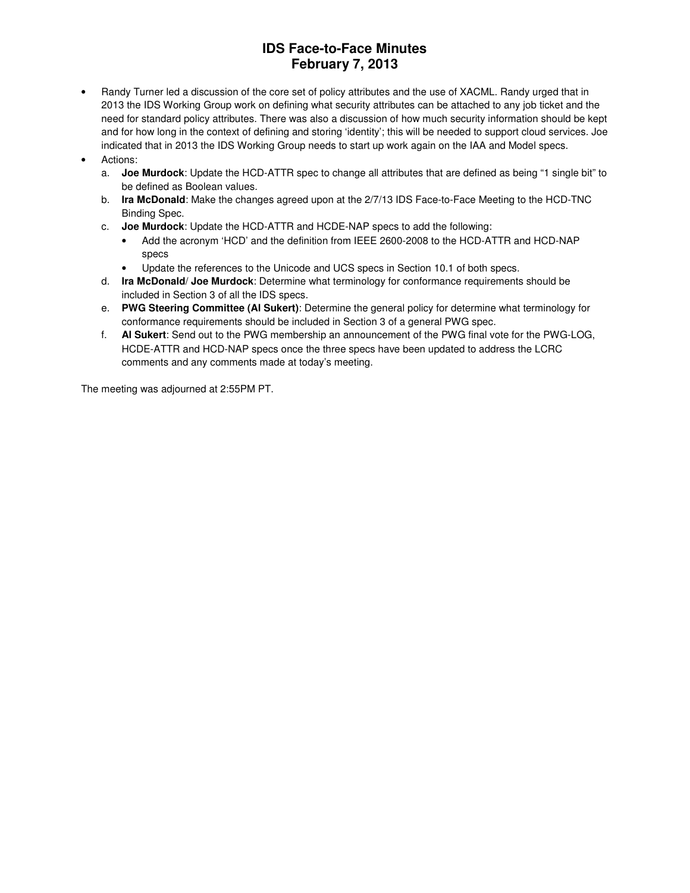# IDS Face-to-Face Minutes
# February 7, 2013

- Randy Turner led a discussion of the core set of policy attributes and the use of XACML. Randy urged that in 2013 the IDS Working Group work on defining what security attributes can be attached to any job ticket and the need for standard policy attributes. There was also a discussion of how much security information should be kept and for how long in the context of defining and storing 'identity'; this will be needed to support cloud services. Joe indicated that in 2013 the IDS Working Group needs to start up work again on the IAA and Model specs.
- Actions:
  a. **Joe Murdock**: Update the HCD-ATTR spec to change all attributes that are defined as being "1 single bit" to be defined as Boolean values.
  b. **Ira McDonald**: Make the changes agreed upon at the 2/7/13 IDS Face-to-Face Meeting to the HCD-TNC Binding Spec.
  c. **Joe Murdock**: Update the HCD-ATTR and HCDE-NAP specs to add the following:
     - Add the acronym 'HCD' and the definition from IEEE 2600-2008 to the HCD-ATTR and HCD-NAP specs
     - Update the references to the Unicode and UCS specs in Section 10.1 of both specs.
  d. **Ira McDonald**/ **Joe Murdock**: Determine what terminology for conformance requirements should be included in Section 3 of all the IDS specs.
  e. **PWG Steering Committee (Al Sukert)**: Determine the general policy for determine what terminology for conformance requirements should be included in Section 3 of a general PWG spec.
  f. **Al Sukert**: Send out to the PWG membership an announcement of the PWG final vote for the PWG-LOG, HCDE-ATTR and HCD-NAP specs once the three specs have been updated to address the LCRC comments and any comments made at today's meeting.

The meeting was adjourned at 2:55PM PT.